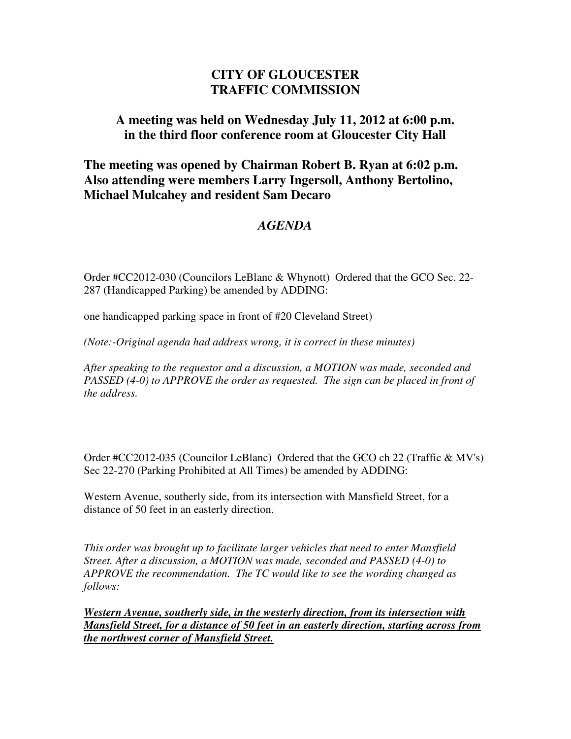# CITY OF GLOUCESTER
# TRAFFIC COMMISSION

## A meeting was held on Wednesday July 11, 2012 at 6:00 p.m. in the third floor conference room at Gloucester City Hall

## The meeting was opened by Chairman Robert B. Ryan at 6:02 p.m. Also attending were members Larry Ingersoll, Anthony Bertolino, Michael Mulcahey and resident Sam Decaro

## *AGENDA*

Order #CC2012-030 (Councilors LeBlanc & Whynott) Ordered that the GCO Sec. 22-287 (Handicapped Parking) be amended by ADDING:

one handicapped parking space in front of #20 Cleveland Street)

*(Note:-Original agenda had address wrong, it is correct in these minutes)*

*After speaking to the requestor and a discussion, a MOTION was made, seconded and PASSED (4-0) to APPROVE the order as requested. The sign can be placed in front of the address.*

Order #CC2012-035 (Councilor LeBlanc) Ordered that the GCO ch 22 (Traffic & MV's) Sec 22-270 (Parking Prohibited at All Times) be amended by ADDING:

Western Avenue, southerly side, from its intersection with Mansfield Street, for a distance of 50 feet in an easterly direction.

*This order was brought up to facilitate larger vehicles that need to enter Mansfield Street. After a discussion, a MOTION was made, seconded and PASSED (4-0) to APPROVE the recommendation. The TC would like to see the wording changed as follows:*

***Western Avenue, southerly side, in the westerly direction, from its intersection with Mansfield Street, for a distance of 50 feet in an easterly direction, starting across from the northwest corner of Mansfield Street.***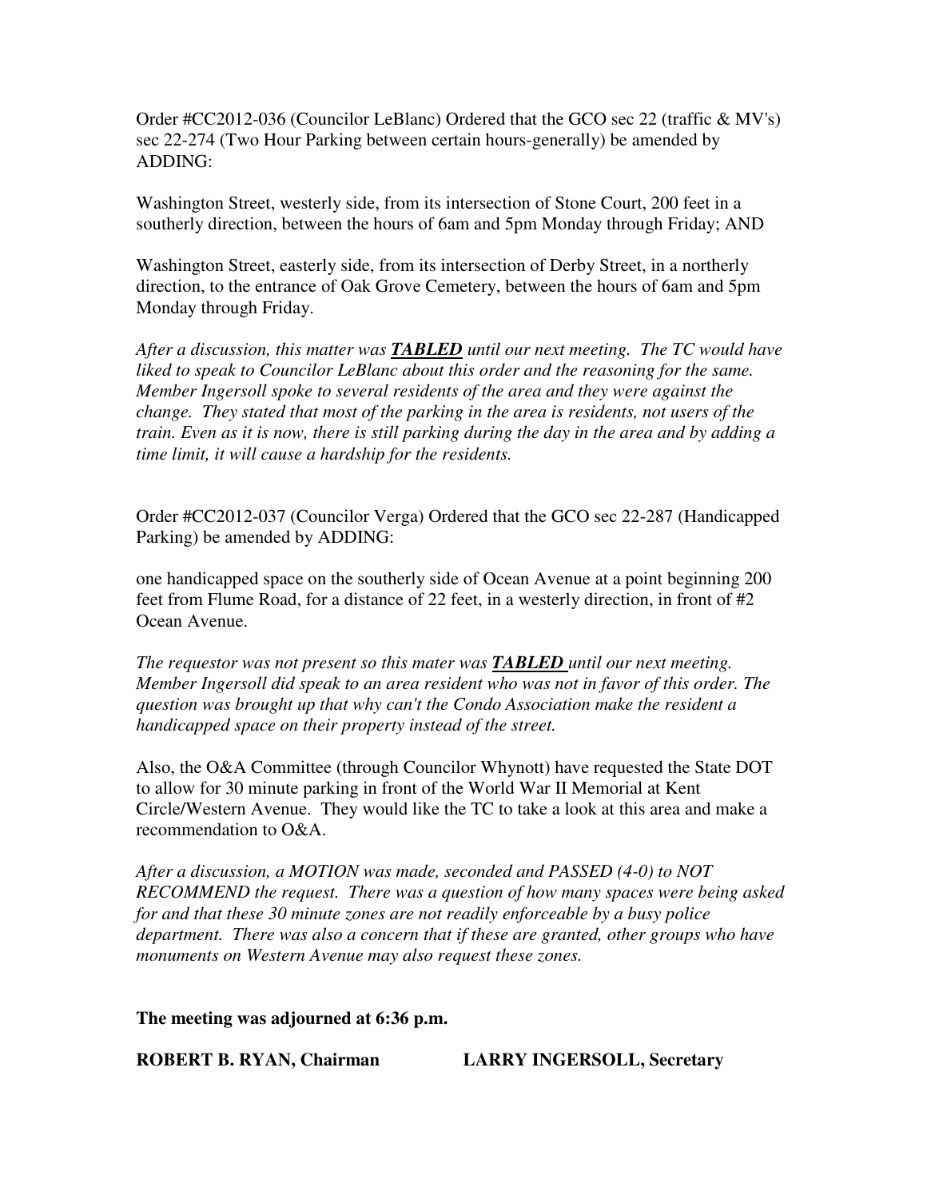Order #CC2012-036 (Councilor LeBlanc) Ordered that the GCO sec 22 (traffic & MV's) sec 22-274 (Two Hour Parking between certain hours-generally) be amended by ADDING:

Washington Street, westerly side, from its intersection of Stone Court, 200 feet in a southerly direction, between the hours of 6am and 5pm Monday through Friday; AND

Washington Street, easterly side, from its intersection of Derby Street, in a northerly direction, to the entrance of Oak Grove Cemetery, between the hours of 6am and 5pm Monday through Friday.

*After a discussion, this matter was* ***TABLED*** *until our next meeting. The TC would have liked to speak to Councilor LeBlanc about this order and the reasoning for the same. Member Ingersoll spoke to several residents of the area and they were against the change. They stated that most of the parking in the area is residents, not users of the train. Even as it is now, there is still parking during the day in the area and by adding a time limit, it will cause a hardship for the residents.*

Order #CC2012-037 (Councilor Verga) Ordered that the GCO sec 22-287 (Handicapped Parking) be amended by ADDING:

one handicapped space on the southerly side of Ocean Avenue at a point beginning 200 feet from Flume Road, for a distance of 22 feet, in a westerly direction, in front of #2 Ocean Avenue.

*The requestor was not present so this mater was* ***TABLED*** *until our next meeting. Member Ingersoll did speak to an area resident who was not in favor of this order. The question was brought up that why can't the Condo Association make the resident a handicapped space on their property instead of the street.*

Also, the O&A Committee (through Councilor Whynott) have requested the State DOT to allow for 30 minute parking in front of the World War II Memorial at Kent Circle/Western Avenue. They would like the TC to take a look at this area and make a recommendation to O&A.

*After a discussion, a MOTION was made, seconded and PASSED (4-0) to NOT RECOMMEND the request. There was a question of how many spaces were being asked for and that these 30 minute zones are not readily enforceable by a busy police department. There was also a concern that if these are granted, other groups who have monuments on Western Avenue may also request these zones.*

**The meeting was adjourned at 6:36 p.m.**

**ROBERT B. RYAN, Chairman** **LARRY INGERSOLL, Secretary**